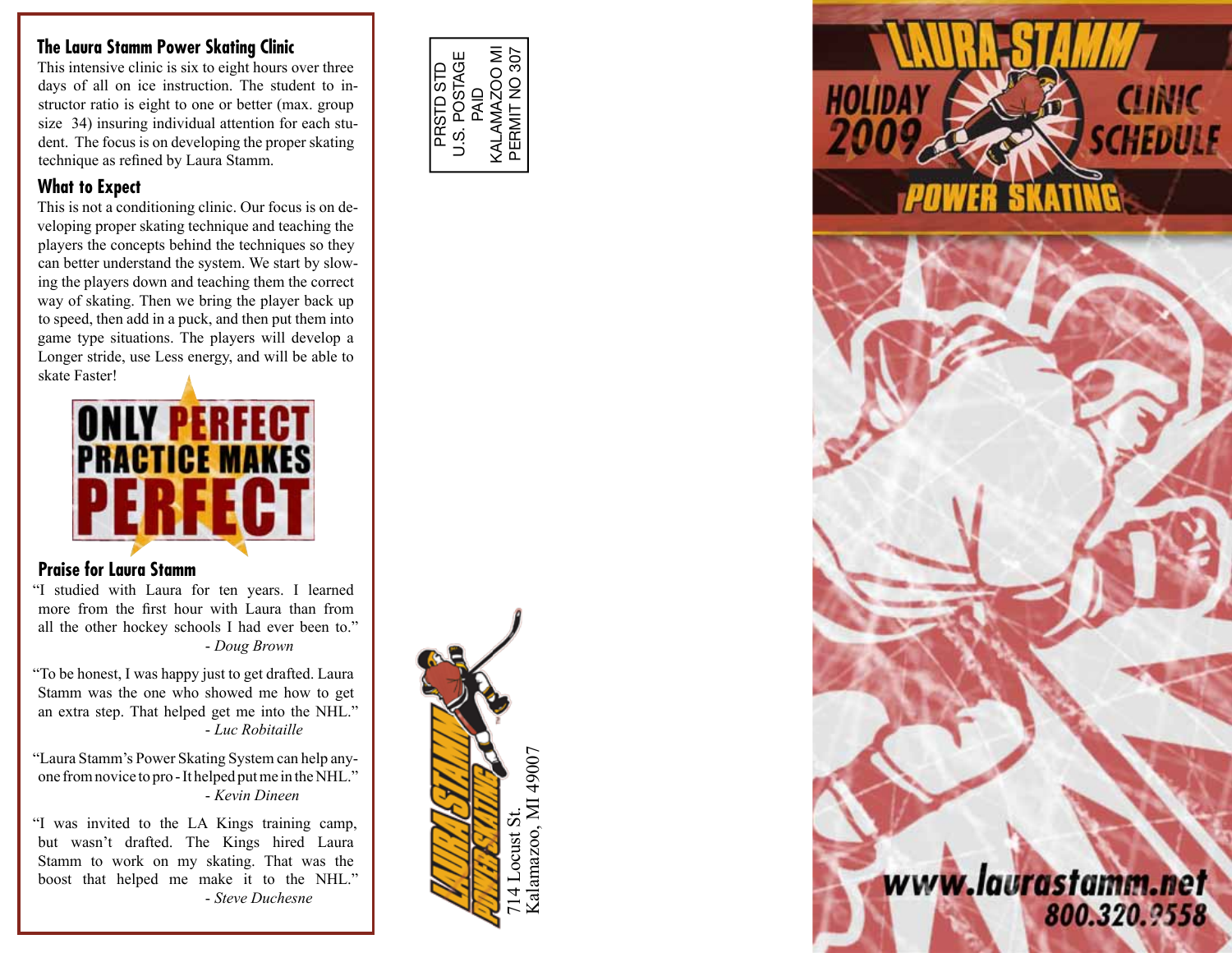## The Laura Stamm Power Skating Clinic

This intensive clinic is six to eight hours over three days of all on ice instruction. The student to instructor ratio is eight to one or better (max. group size 34) insuring individual attention for each student. The focus is on developing the proper skating technique as refined by Laura Stamm.

## What to Expect

This is not a conditioning clinic. Our focus is on developing proper skating technique and teaching the players the concepts behind the techniques so they can better understand the system. We start by slowing the players down and teaching them the correct way of skating. Then we bring the player back up to speed, then add in a puck, and then put them into game type situations. The players will develop a Longer stride, use Less energy, and will be able to skate Faster!

**ONLY PERFECT PRACTICE MAKES PERFECT**

## Praise for Laura Stamm

"I studied with Laura for ten years. I learned more from the first hour with Laura than from all the other hockey schools I had ever been to."
*- Doug Brown*

"To be honest, I was happy just to get drafted. Laura Stamm was the one who showed me how to get an extra step. That helped get me into the NHL."
*- Luc Robitaille*

"Laura Stamm's Power Skating System can help anyone from novice to pro - It helped put me in the NHL."
*- Kevin Dineen*

"I was invited to the LA Kings training camp, but wasn't drafted. The Kings hired Laura Stamm to work on my skating. That was the boost that helped me make it to the NHL."
*- Steve Duchesne*

PRSTD STD
U.S. POSTAGE
PAID
KALAMAZOO MI
PERMIT NO 307

LAURA STAMM POWER SKATING
714 Locust St.
Kalamazoo, MI 49007

# LAURA STAMM HOLIDAY 2009 CLINIC SCHEDULE POWER SKATING

www.laurastamm.net
800.320.9558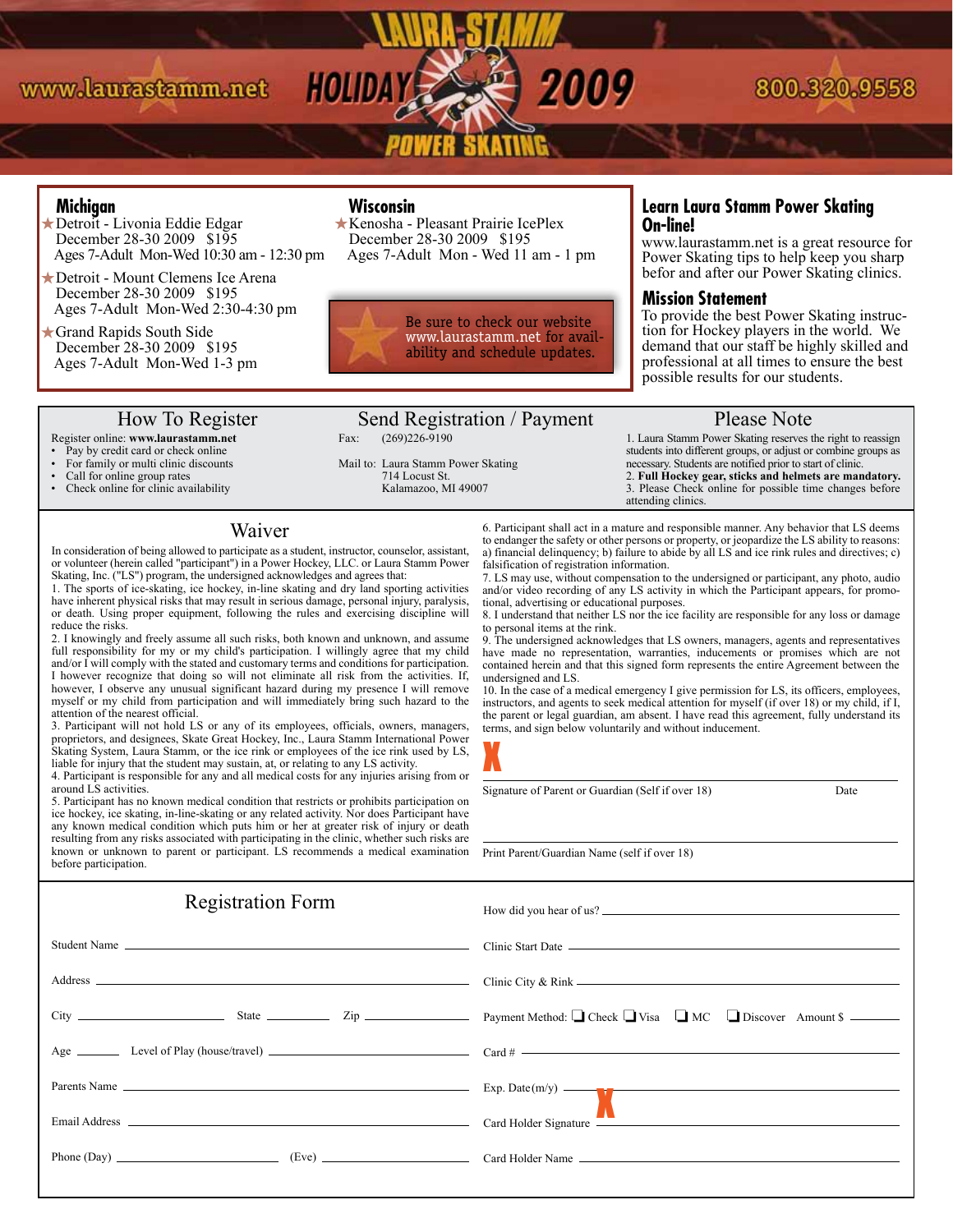www.laurastamm.net

# LAURA STAMM HOLIDAY 2009 POWER SKATING

800.320.9558

## Michigan

★Detroit - Livonia Eddie Edgar
December 28-30 2009 $195
Ages 7-Adult Mon-Wed 10:30 am - 12:30 pm

★Detroit - Mount Clemens Ice Arena
December 28-30 2009 $195
Ages 7-Adult Mon-Wed 2:30-4:30 pm

★Grand Rapids South Side
December 28-30 2009 $195
Ages 7-Adult Mon-Wed 1-3 pm

## Wisconsin

★Kenosha - Pleasant Prairie IcePlex
December 28-30 2009 $195
Ages 7-Adult Mon - Wed 11 am - 1 pm

Be sure to check our website www.laurastamm.net for availability and schedule updates.

## Learn Laura Stamm Power Skating On-line!

www.laurastamm.net is a great resource for Power Skating tips to help keep you sharp befor and after our Power Skating clinics.

## Mission Statement

To provide the best Power Skating instruction for Hockey players in the world. We demand that our staff be highly skilled and professional at all times to ensure the best possible results for our students.

## How To Register

Register online: **www.laurastamm.net**

- Pay by credit card or check online
- For family or multi clinic discounts
- Call for online group rates
- Check online for clinic availability

## Send Registration / Payment

Fax: (269)226-9190

Mail to: Laura Stamm Power Skating
714 Locust St.
Kalamazoo, MI 49007

## Please Note

1. Laura Stamm Power Skating reserves the right to reassign students into different groups, or adjust or combine groups as necessary. Students are notified prior to start of clinic.
2. **Full Hockey gear, sticks and helmets are mandatory.**
3. Please Check online for possible time changes before attending clinics.

## Waiver

In consideration of being allowed to participate as a student, instructor, counselor, assistant, or volunteer (herein called "participant") in a Power Hockey, LLC. or Laura Stamm Power Skating, Inc. ("LS") program, the undersigned acknowledges and agrees that:

1. The sports of ice-skating, ice hockey, in-line skating and dry land sporting activities have inherent physical risks that may result in serious damage, personal injury, paralysis, or death. Using proper equipment, following the rules and exercising discipline will reduce the risks.
2. I knowingly and freely assume all such risks, both known and unknown, and assume full responsibility for my or my child's participation. I willingly agree that my child and/or I will comply with the stated and customary terms and conditions for participation. I however recognize that doing so will not eliminate all risk from the activities. If, however, I observe any unusual significant hazard during my presence I will remove myself or my child from participation and will immediately bring such hazard to the attention of the nearest official.
3. Participant will not hold LS or any of its employees, officials, owners, managers, proprietors, and designees, Skate Great Hockey, Inc., Laura Stamm International Power Skating System, Laura Stamm, or the ice rink or employees of the ice rink used by LS, liable for injury that the student may sustain, at, or relating to any LS activity.
4. Participant is responsible for any and all medical costs for any injuries arising from or around LS activities.
5. Participant has no known medical condition that restricts or prohibits participation on ice hockey, ice skating, in-line-skating or any related activity. Nor does Participant have any known medical condition which puts him or her at greater risk of injury or death resulting from any risks associated with participating in the clinic, whether such risks are known or unknown to parent or participant. LS recommends a medical examination before participation.
6. Participant shall act in a mature and responsible manner. Any behavior that LS deems to endanger the safety or other persons or property, or jeopardize the LS ability to reasons: a) financial delinquency; b) failure to abide by all LS and ice rink rules and directives; c) falsification of registration information.
7. LS may use, without compensation to the undersigned or participant, any photo, audio and/or video recording of any LS activity in which the Participant appears, for promotional, advertising or educational purposes.
8. I understand that neither LS nor the ice facility are responsible for any loss or damage to personal items at the rink.
9. The undersigned acknowledges that LS owners, managers, agents and representatives have made no representation, warranties, inducements or promises which are not contained herein and that this signed form represents the entire Agreement between the undersigned and LS.
10. In the case of a medical emergency I give permission for LS, its officers, employees, instructors, and agents to seek medical attention for myself (if over 18) or my child, if I, the parent or legal guardian, am absent. I have read this agreement, fully understand its terms, and sign below voluntarily and without inducement.

X ______________________________
Signature of Parent or Guardian (Self if over 18) Date

______________________________
Print Parent/Guardian Name (self if over 18)

## Registration Form

Student Name ______________________________

Address ______________________________

City ____________ State ________ Zip ________

Age ______ Level of Play (house/travel) ______________

Parents Name ______________________________

Email Address ______________________________

Phone (Day) ____________ (Eve) ____________

How did you hear of us? ______________________________

Clinic Start Date ______________________________

Clinic City & Rink ______________________________

Payment Method: ☐ Check ☐ Visa ☐ MC ☐ Discover Amount $ ________

Card # ______________________________

Exp. Date(m/y) ______________________________

Card Holder Signature X ______________________________

Card Holder Name ______________________________